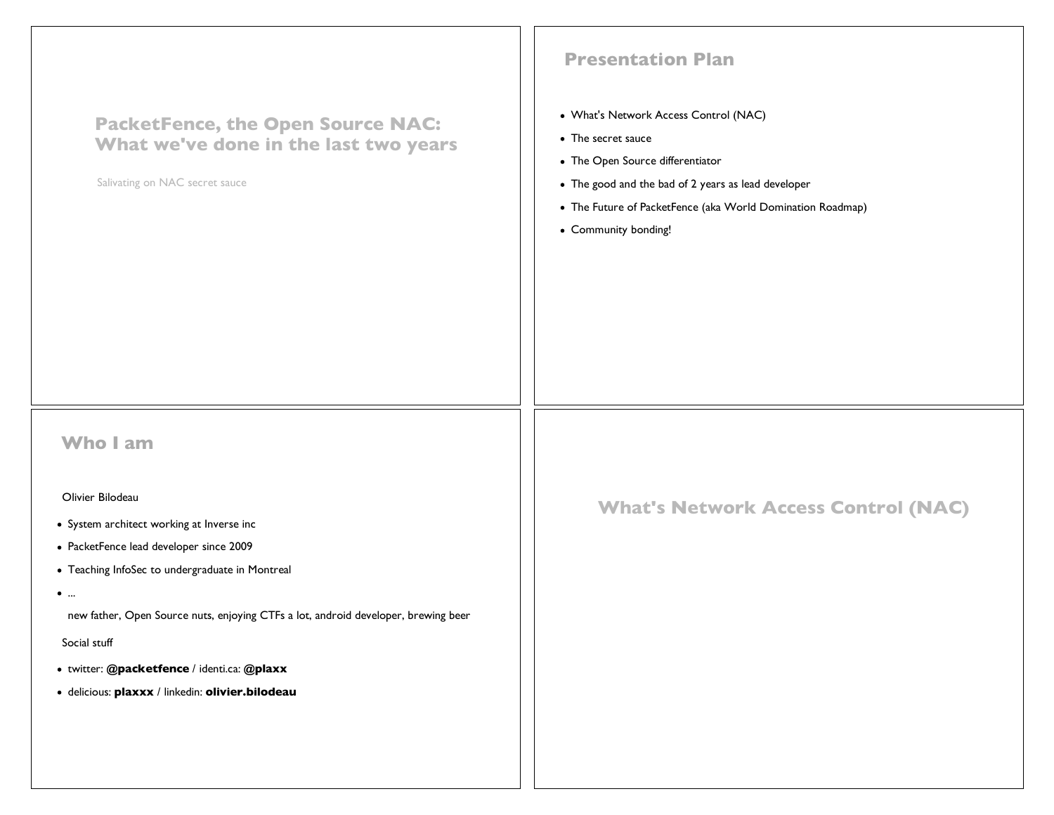# PacketFence, the Open Source NAC: What we've done in the last two years

Salivating on NAC secret sauce

## Presentation Plan

- What's Network Access Control (NAC)
- The secret sauce
- The Open Source differentiator
- The good and the bad of 2 years as lead developer
- The Future of PacketFence (aka World Domination Roadmap)
- Community bonding!

## Who I am

Olivier Bilodeau

- System architect working at Inverse inc
- PacketFence lead developer since 2009
- Teaching InfoSec to undergraduate in Montreal
- ...

  new father, Open Source nuts, enjoying CTFs a lot, android developer, brewing beer

Social stuff

- twitter: **@packetfence** / identi.ca: **@plaxx**
- delicious: **plaxxx** / linkedin: **olivier.bilodeau**

## What's Network Access Control (NAC)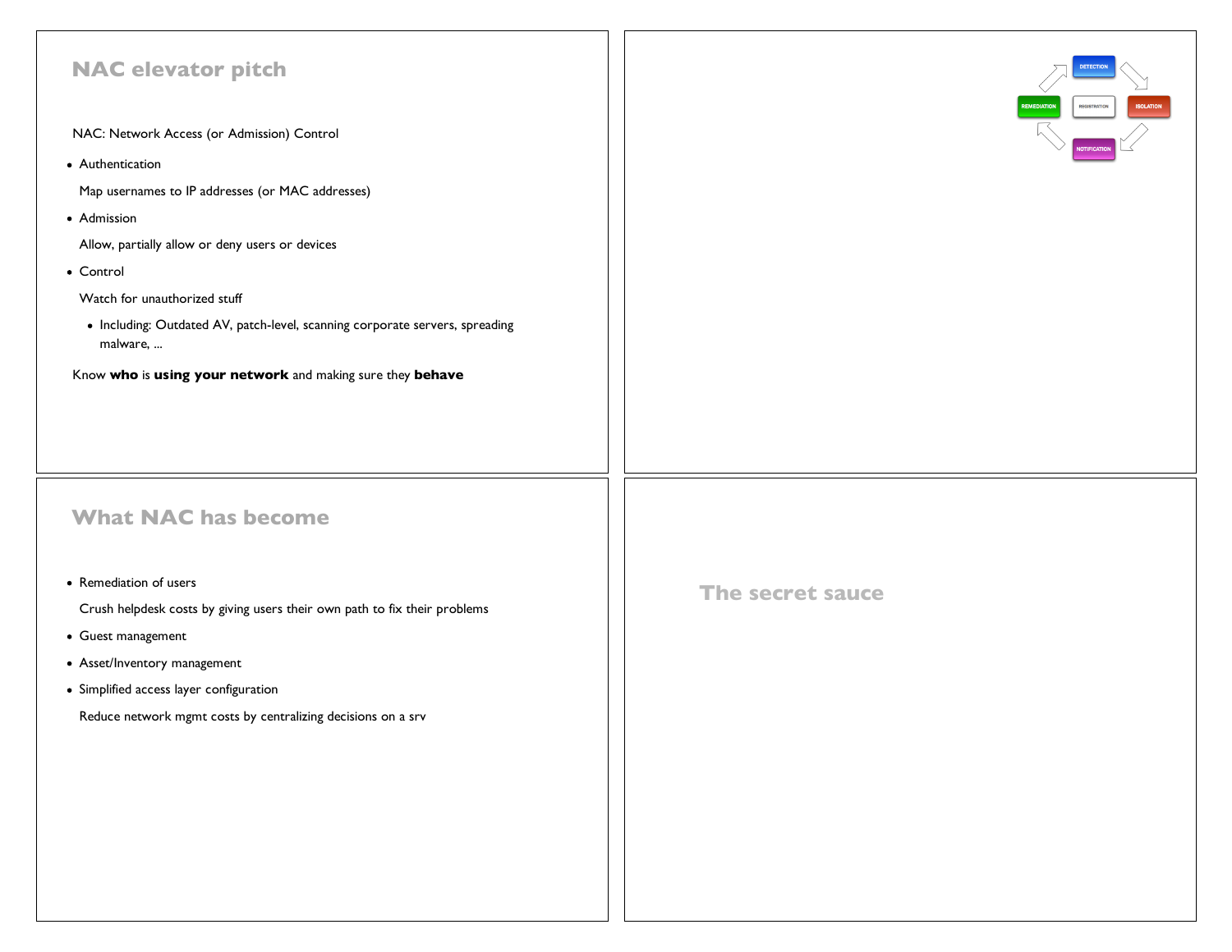## NAC elevator pitch

NAC: Network Access (or Admission) Control

- Authentication

  Map usernames to IP addresses (or MAC addresses)

- Admission

  Allow, partially allow or deny users or devices

- Control

  Watch for unauthorized stuff

  - Including: Outdated AV, patch-level, scanning corporate servers, spreading malware, ...

Know **who** is **using your network** and making sure they **behave**

DETECTION

REMEDIATION REGISTRATION ISOLATION

NOTIFICATION

## What NAC has become

- Remediation of users

  Crush helpdesk costs by giving users their own path to fix their problems

- Guest management
- Asset/Inventory management
- Simplified access layer configuration

  Reduce network mgmt costs by centralizing decisions on a srv

## The secret sauce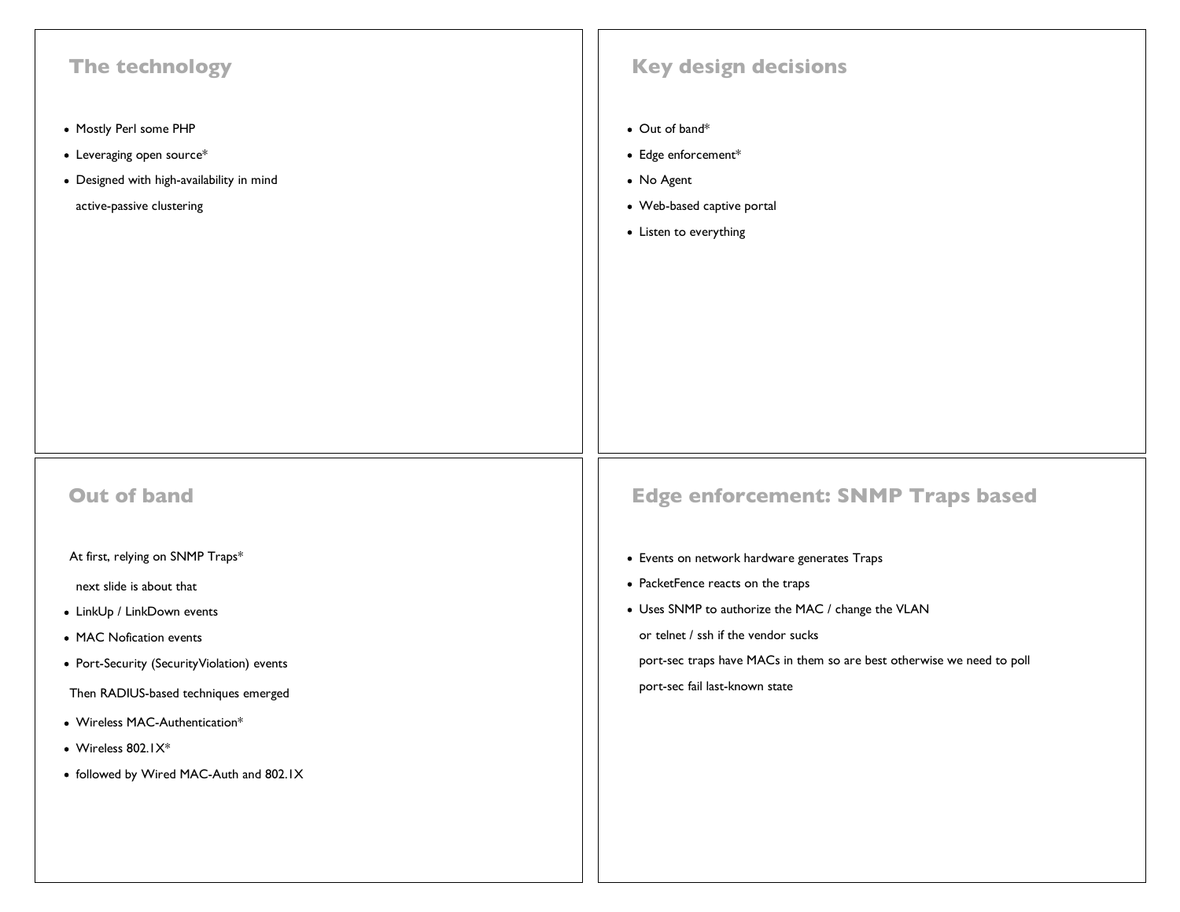## The technology

- Mostly Perl some PHP
- Leveraging open source*
- Designed with high-availability in mind

  active-passive clustering

## Key design decisions

- Out of band*
- Edge enforcement*
- No Agent
- Web-based captive portal
- Listen to everything

## Out of band

At first, relying on SNMP Traps*

  next slide is about that

- LinkUp / LinkDown events
- MAC Nofication events
- Port-Security (SecurityViolation) events

Then RADIUS-based techniques emerged

- Wireless MAC-Authentication*
- Wireless 802.1X*
- followed by Wired MAC-Auth and 802.1X

## Edge enforcement: SNMP Traps based

- Events on network hardware generates Traps
- PacketFence reacts on the traps
- Uses SNMP to authorize the MAC / change the VLAN

  or telnet / ssh if the vendor sucks

  port-sec traps have MACs in them so are best otherwise we need to poll

  port-sec fail last-known state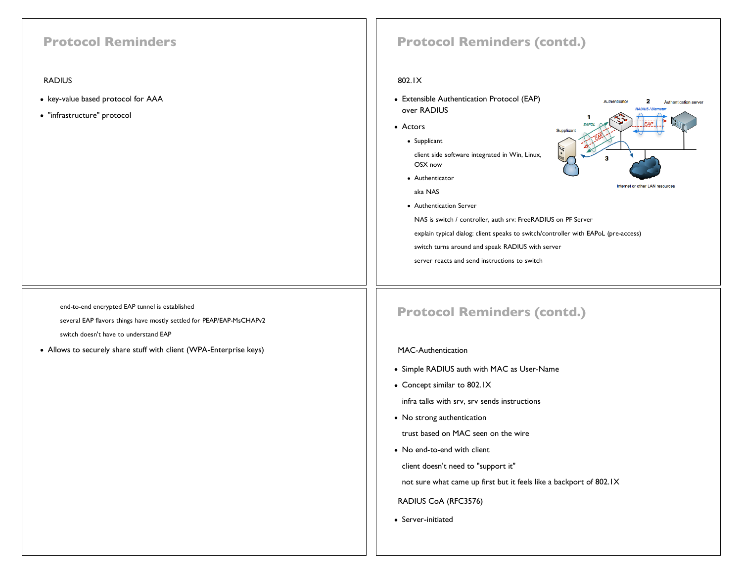## Protocol Reminders

RADIUS

- key-value based protocol for AAA
- "infrastructure" protocol

## Protocol Reminders (contd.)

802.1X

- Extensible Authentication Protocol (EAP) over RADIUS
- Actors
  - Supplicant

    client side software integrated in Win, Linux, OSX now
  - Authenticator

    aka NAS
  - Authentication Server

    NAS is switch / controller, auth srv: FreeRADIUS on PF Server

    explain typical dialog: client speaks to switch/controller with EAPoL (pre-access)

    switch turns around and speak RADIUS with server

    server reacts and send instructions to switch

Authenticator 2 Authentication server

RADIUS / Diameter

1 EAPOL EAP

Supplicant EAP

3

Internet or other LAN resources

end-to-end encrypted EAP tunnel is established

several EAP flavors things have mostly settled for PEAP/EAP-MsCHAPv2

switch doesn't have to understand EAP

- Allows to securely share stuff with client (WPA-Enterprise keys)

## Protocol Reminders (contd.)

MAC-Authentication

- Simple RADIUS auth with MAC as User-Name
- Concept similar to 802.1X

  infra talks with srv, srv sends instructions
- No strong authentication

  trust based on MAC seen on the wire
- No end-to-end with client

  client doesn't need to "support it"

  not sure what came up first but it feels like a backport of 802.1X

RADIUS CoA (RFC3576)

- Server-initiated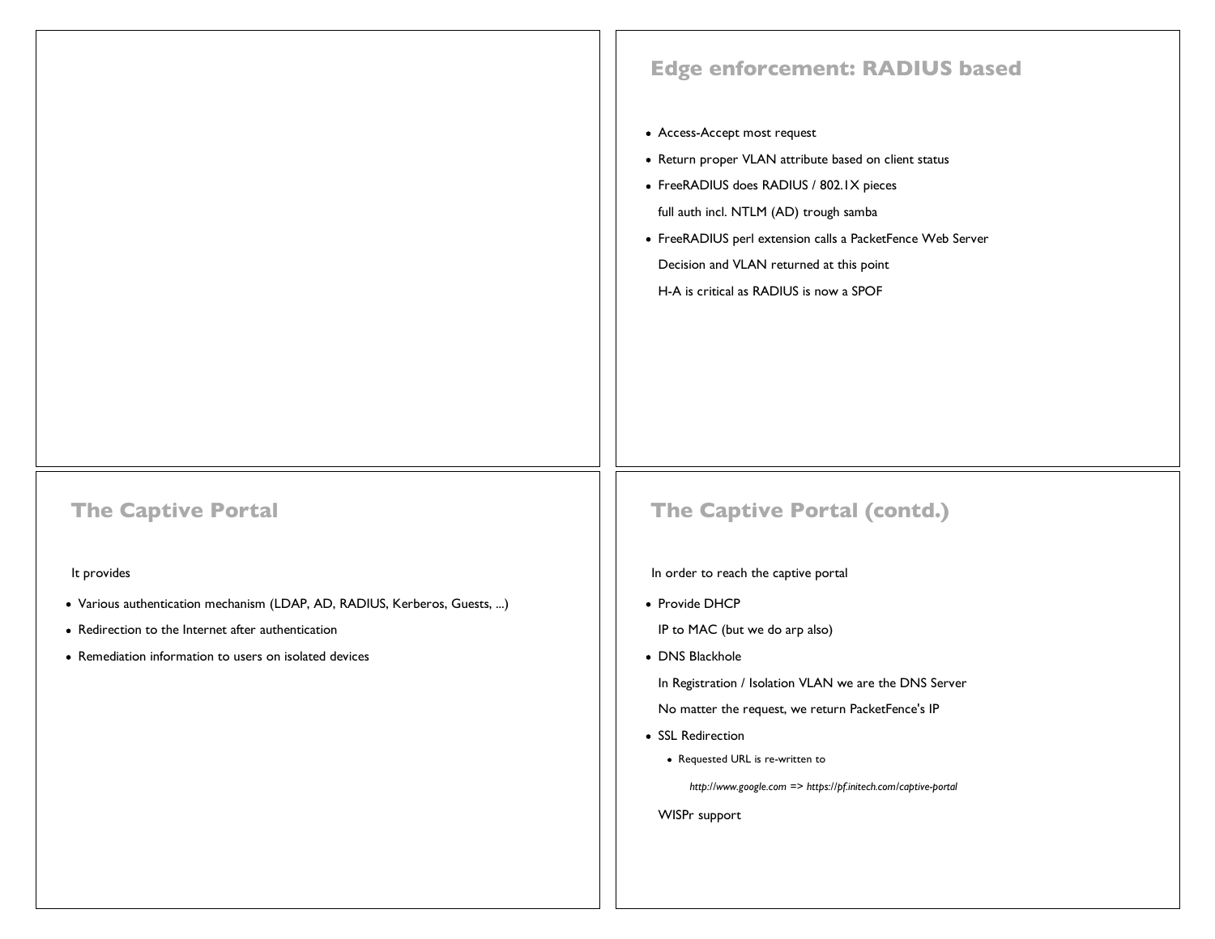## Edge enforcement: RADIUS based

- Access-Accept most request
- Return proper VLAN attribute based on client status
- FreeRADIUS does RADIUS / 802.1X pieces

  full auth incl. NTLM (AD) trough samba
- FreeRADIUS perl extension calls a PacketFence Web Server

  Decision and VLAN returned at this point

  H-A is critical as RADIUS is now a SPOF

## The Captive Portal

It provides

- Various authentication mechanism (LDAP, AD, RADIUS, Kerberos, Guests, ...)
- Redirection to the Internet after authentication
- Remediation information to users on isolated devices

## The Captive Portal (contd.)

In order to reach the captive portal

- Provide DHCP

  IP to MAC (but we do arp also)
- DNS Blackhole

  In Registration / Isolation VLAN we are the DNS Server

  No matter the request, we return PacketFence's IP
- SSL Redirection
  - Requested URL is re-written to

    *http://www.google.com* => *https://pf.initech.com/captive-portal*

  WISPr support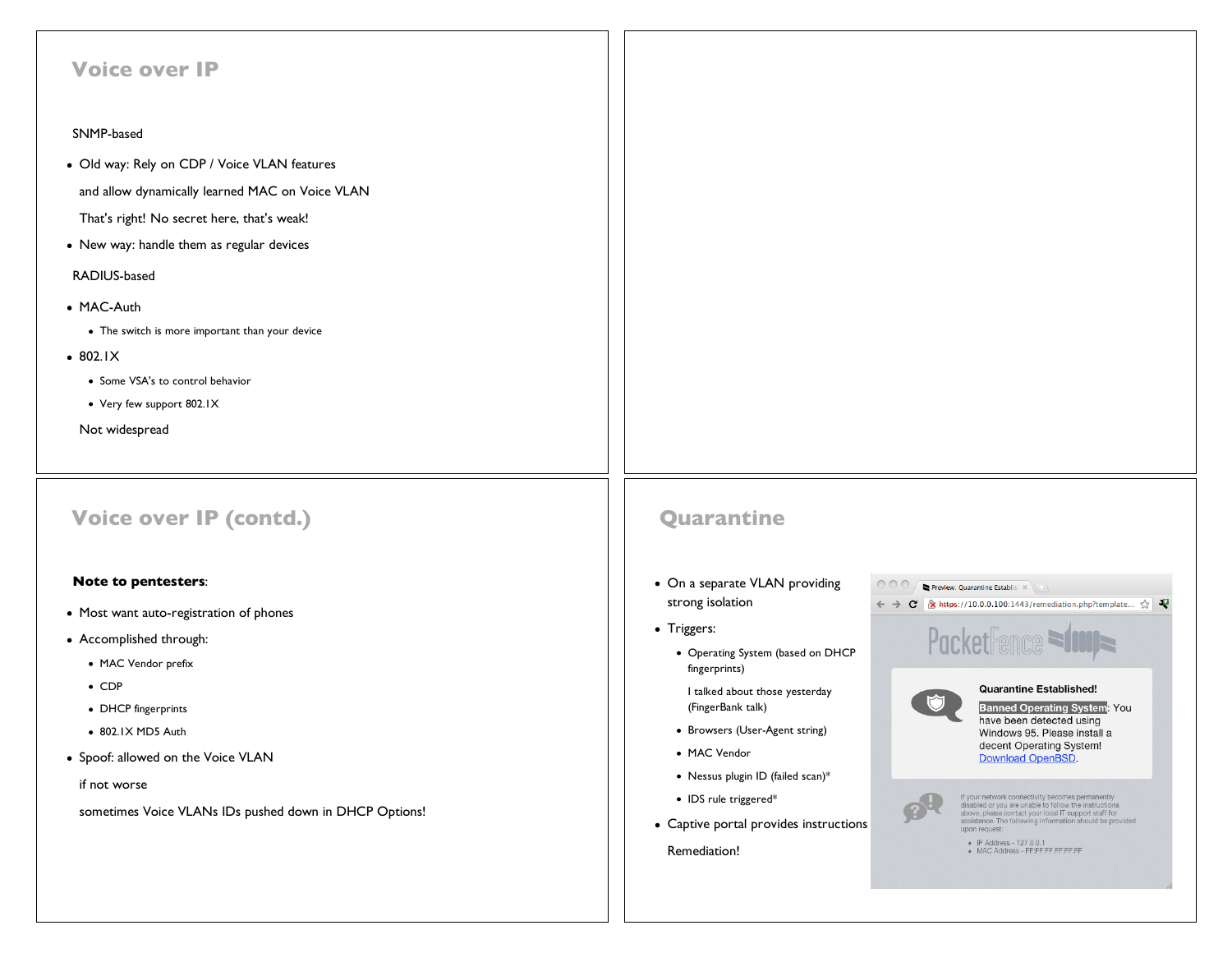## Voice over IP

SNMP-based

- Old way: Rely on CDP / Voice VLAN features

  and allow dynamically learned MAC on Voice VLAN

  That's right! No secret here, that's weak!

- New way: handle them as regular devices

RADIUS-based

- MAC-Auth
  - The switch is more important than your device
- 802.1X
  - Some VSA's to control behavior
  - Very few support 802.1X

  Not widespread

## Voice over IP (contd.)

**Note to pentesters**:

- Most want auto-registration of phones
- Accomplished through:
  - MAC Vendor prefix
  - CDP
  - DHCP fingerprints
  - 802.1X MD5 Auth
- Spoof: allowed on the Voice VLAN

  if not worse

  sometimes Voice VLANs IDs pushed down in DHCP Options!

## Quarantine

- On a separate VLAN providing strong isolation
- Triggers:
  - Operating System (based on DHCP fingerprints)

    I talked about those yesterday (FingerBank talk)

  - Browsers (User-Agent string)
  - MAC Vendor
  - Nessus plugin ID (failed scan)*
  - IDS rule triggered*
- Captive portal provides instructions

  Remediation!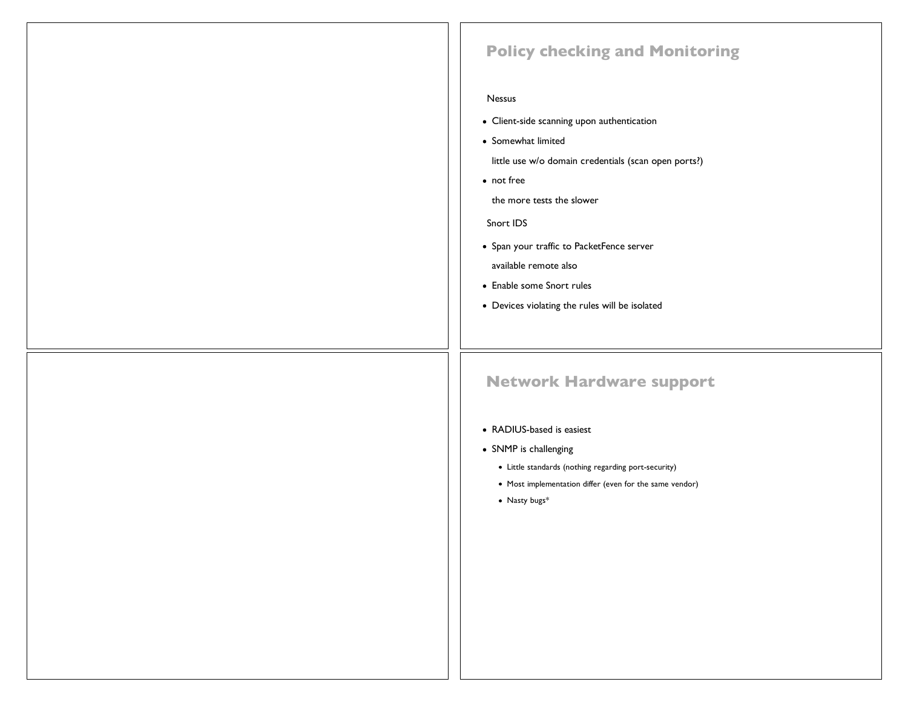## Policy checking and Monitoring

Nessus

- Client-side scanning upon authentication
- Somewhat limited

  little use w/o domain credentials (scan open ports?)

- not free

  the more tests the slower

Snort IDS

- Span your traffic to PacketFence server

  available remote also

- Enable some Snort rules
- Devices violating the rules will be isolated

## Network Hardware support

- RADIUS-based is easiest
- SNMP is challenging
  - Little standards (nothing regarding port-security)
  - Most implementation differ (even for the same vendor)
  - Nasty bugs*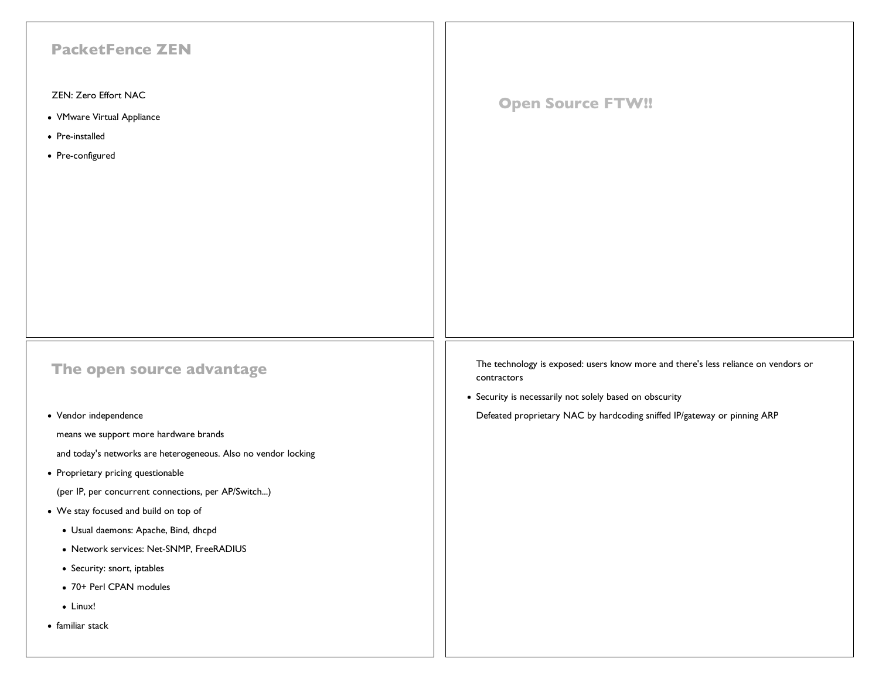## PacketFence ZEN

ZEN: Zero Effort NAC

- VMware Virtual Appliance
- Pre-installed
- Pre-configured

## Open Source FTW!!

## The open source advantage

- Vendor independence

  means we support more hardware brands

  and today's networks are heterogeneous. Also no vendor locking
- Proprietary pricing questionable

  (per IP, per concurrent connections, per AP/Switch...)
- We stay focused and build on top of
  - Usual daemons: Apache, Bind, dhcpd
  - Network services: Net-SNMP, FreeRADIUS
  - Security: snort, iptables
  - 70+ Perl CPAN modules
  - Linux!
- familiar stack

The technology is exposed: users know more and there's less reliance on vendors or contractors

- Security is necessarily not solely based on obscurity

  Defeated proprietary NAC by hardcoding sniffed IP/gateway or pinning ARP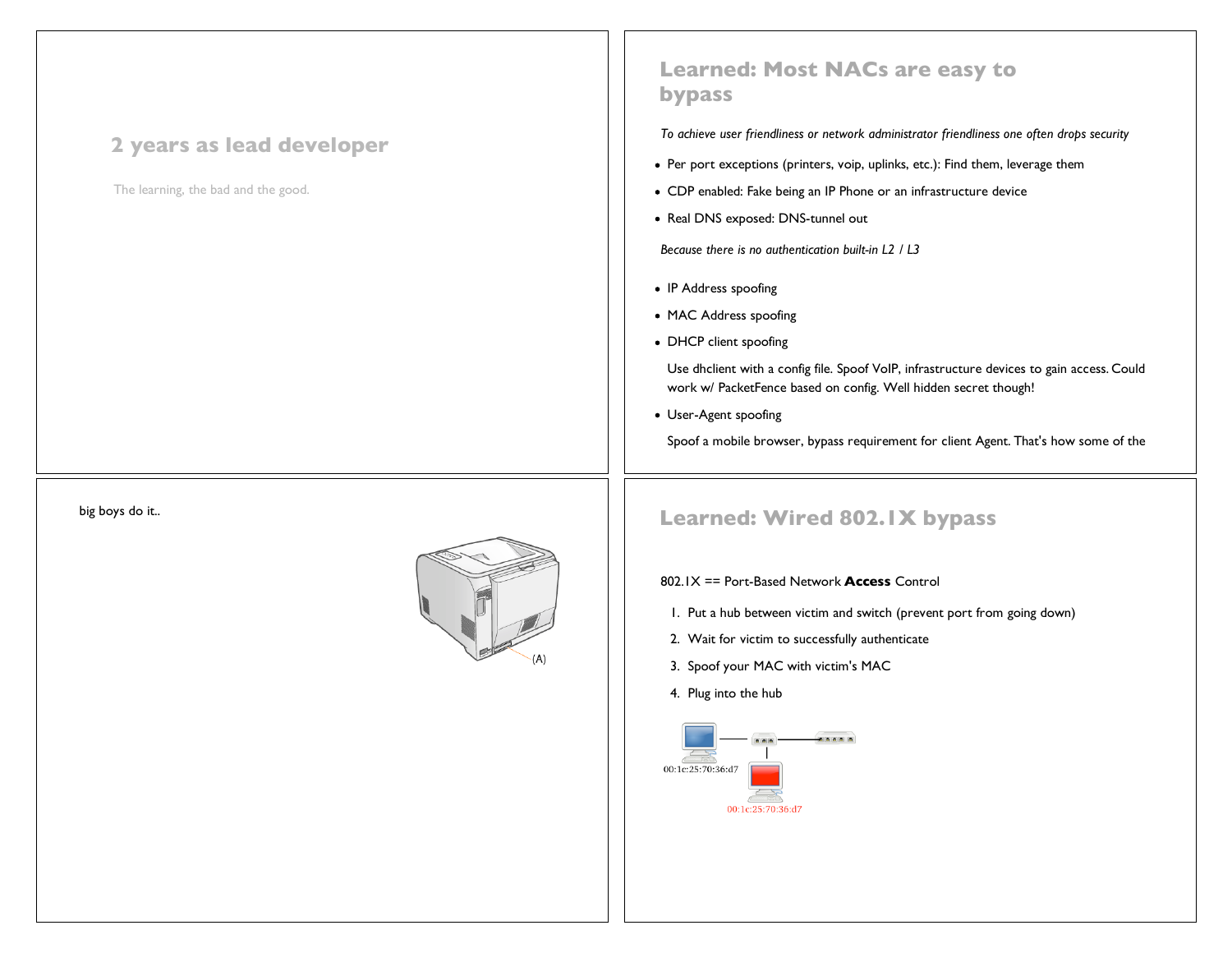## 2 years as lead developer

The learning, the bad and the good.

## Learned: Most NACs are easy to bypass

*To achieve user friendliness or network administrator friendliness one often drops security*

- Per port exceptions (printers, voip, uplinks, etc.): Find them, leverage them
- CDP enabled: Fake being an IP Phone or an infrastructure device
- Real DNS exposed: DNS-tunnel out

*Because there is no authentication built-in L2 / L3*

- IP Address spoofing
- MAC Address spoofing
- DHCP client spoofing

  Use dhclient with a config file. Spoof VoIP, infrastructure devices to gain access. Could work w/ PacketFence based on config. Well hidden secret though!

- User-Agent spoofing

  Spoof a mobile browser, bypass requirement for client Agent. That's how some of the big boys do it..

## Learned: Wired 802.1X bypass

802.1X == Port-Based Network **Access** Control

1. Put a hub between victim and switch (prevent port from going down)
2. Wait for victim to successfully authenticate
3. Spoof your MAC with victim's MAC
4. Plug into the hub

00:1c:25:70:36:d7

00:1c:25:70:36:d7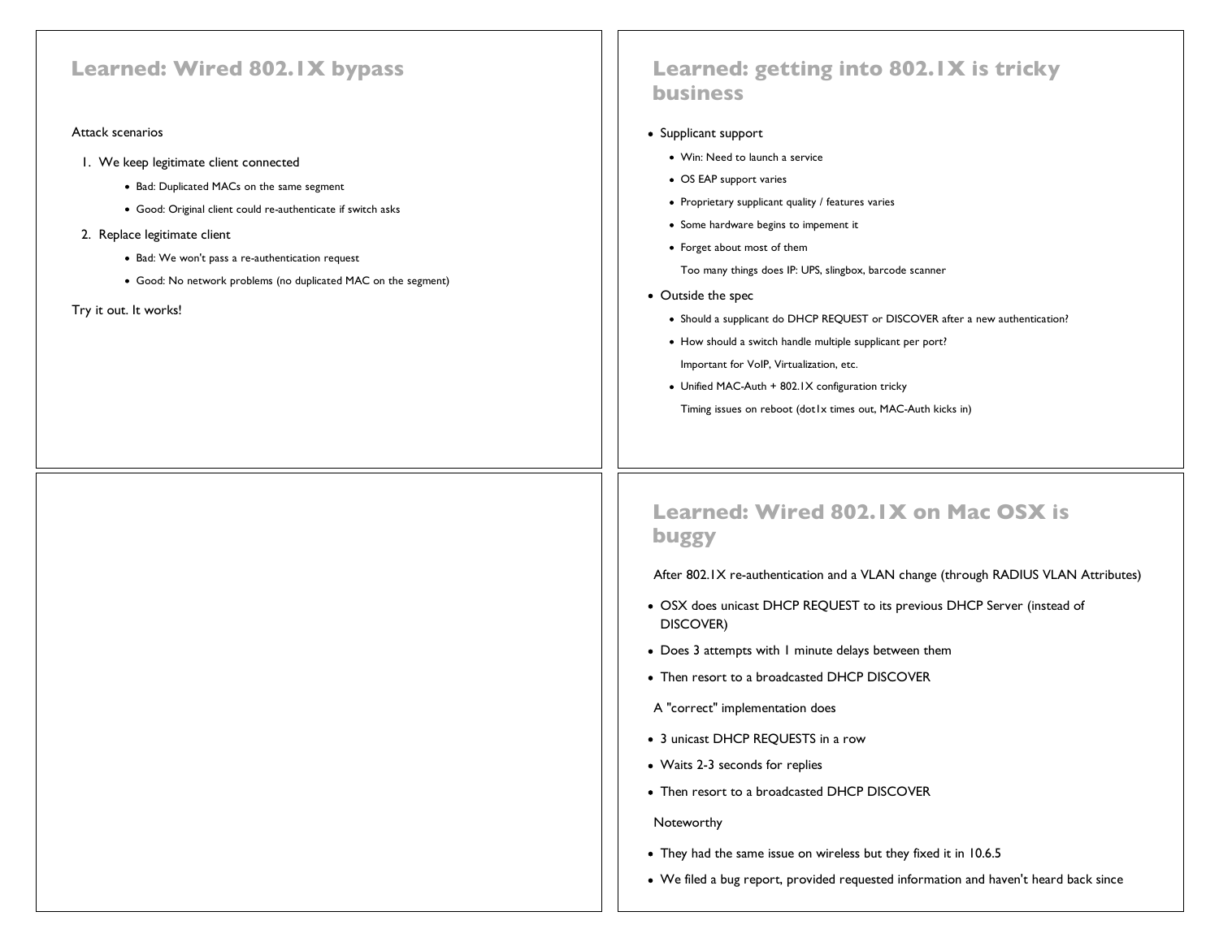## Learned: Wired 802.1X bypass

Attack scenarios

1. We keep legitimate client connected
   - Bad: Duplicated MACs on the same segment
   - Good: Original client could re-authenticate if switch asks
2. Replace legitimate client
   - Bad: We won't pass a re-authentication request
   - Good: No network problems (no duplicated MAC on the segment)

Try it out. It works!

## Learned: getting into 802.1X is tricky business

- Supplicant support
  - Win: Need to launch a service
  - OS EAP support varies
  - Proprietary supplicant quality / features varies
  - Some hardware begins to impement it
  - Forget about most of them

    Too many things does IP: UPS, slingbox, barcode scanner
- Outside the spec
  - Should a supplicant do DHCP REQUEST or DISCOVER after a new authentication?
  - How should a switch handle multiple supplicant per port?

    Important for VoIP, Virtualization, etc.
  - Unified MAC-Auth + 802.1X configuration tricky

    Timing issues on reboot (dot1x times out, MAC-Auth kicks in)

## Learned: Wired 802.1X on Mac OSX is buggy

After 802.1X re-authentication and a VLAN change (through RADIUS VLAN Attributes)

- OSX does unicast DHCP REQUEST to its previous DHCP Server (instead of DISCOVER)
- Does 3 attempts with 1 minute delays between them
- Then resort to a broadcasted DHCP DISCOVER

A "correct" implementation does

- 3 unicast DHCP REQUESTS in a row
- Waits 2-3 seconds for replies
- Then resort to a broadcasted DHCP DISCOVER

Noteworthy

- They had the same issue on wireless but they fixed it in 10.6.5
- We filed a bug report, provided requested information and haven't heard back since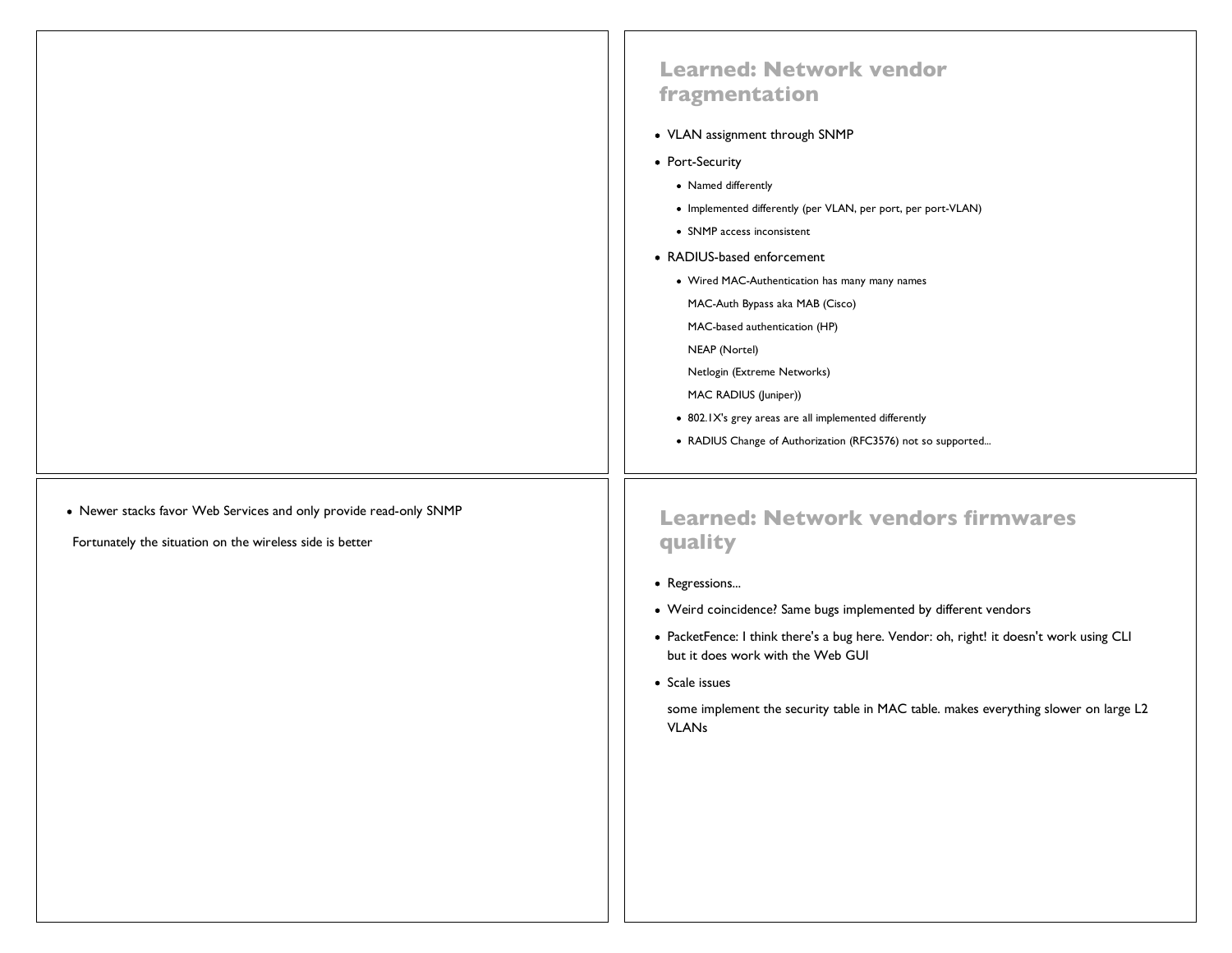## Learned: Network vendor fragmentation

- VLAN assignment through SNMP
- Port-Security
  - Named differently
  - Implemented differently (per VLAN, per port, per port-VLAN)
  - SNMP access inconsistent
- RADIUS-based enforcement
  - Wired MAC-Authentication has many many names

    MAC-Auth Bypass aka MAB (Cisco)

    MAC-based authentication (HP)

    NEAP (Nortel)

    Netlogin (Extreme Networks)

    MAC RADIUS (Juniper))
  - 802.1X's grey areas are all implemented differently
  - RADIUS Change of Authorization (RFC3576) not so supported...

- Newer stacks favor Web Services and only provide read-only SNMP

  Fortunately the situation on the wireless side is better

## Learned: Network vendors firmwares quality

- Regressions...
- Weird coincidence? Same bugs implemented by different vendors
- PacketFence: I think there's a bug here. Vendor: oh, right! it doesn't work using CLI but it does work with the Web GUI
- Scale issues

  some implement the security table in MAC table. makes everything slower on large L2 VLANs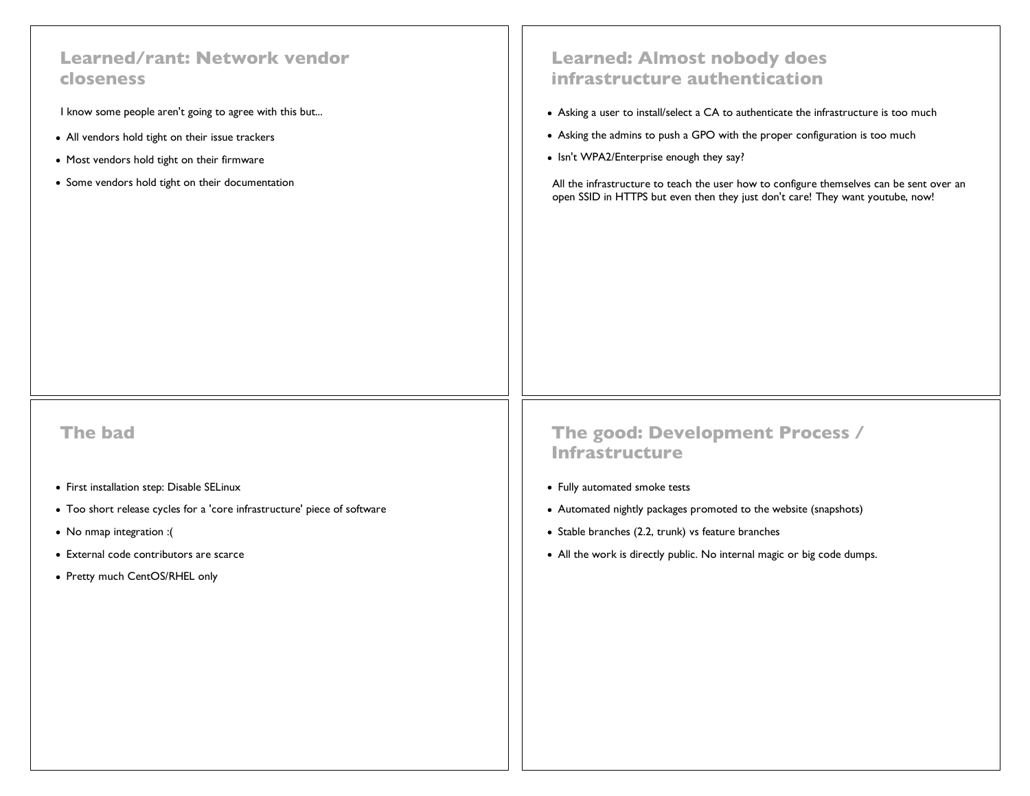## Learned/rant: Network vendor closeness

I know some people aren't going to agree with this but...

- All vendors hold tight on their issue trackers
- Most vendors hold tight on their firmware
- Some vendors hold tight on their documentation

## Learned: Almost nobody does infrastructure authentication

- Asking a user to install/select a CA to authenticate the infrastructure is too much
- Asking the admins to push a GPO with the proper configuration is too much
- Isn't WPA2/Enterprise enough they say?

All the infrastructure to teach the user how to configure themselves can be sent over an open SSID in HTTPS but even then they just don't care! They want youtube, now!

## The bad

- First installation step: Disable SELinux
- Too short release cycles for a 'core infrastructure' piece of software
- No nmap integration :(
- External code contributors are scarce
- Pretty much CentOS/RHEL only

## The good: Development Process / Infrastructure

- Fully automated smoke tests
- Automated nightly packages promoted to the website (snapshots)
- Stable branches (2.2, trunk) vs feature branches
- All the work is directly public. No internal magic or big code dumps.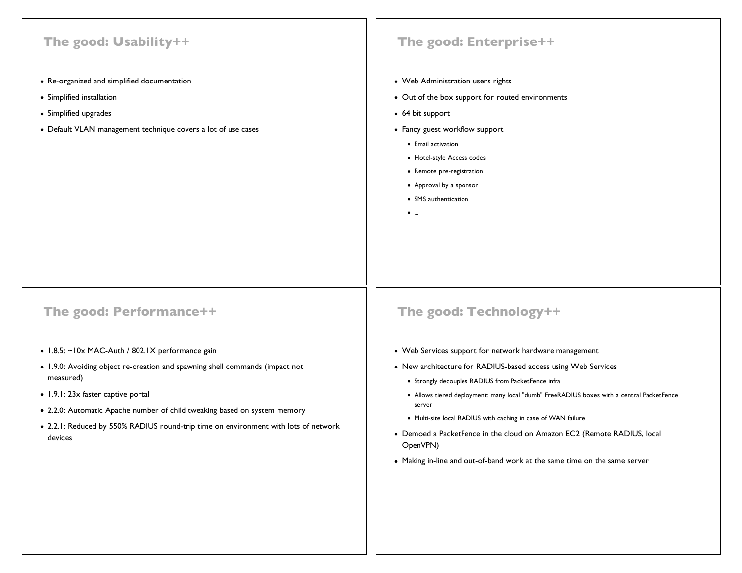## The good: Usability++

- Re-organized and simplified documentation
- Simplified installation
- Simplified upgrades
- Default VLAN management technique covers a lot of use cases

## The good: Enterprise++

- Web Administration users rights
- Out of the box support for routed environments
- 64 bit support
- Fancy guest workflow support
  - Email activation
  - Hotel-style Access codes
  - Remote pre-registration
  - Approval by a sponsor
  - SMS authentication
  - ...

## The good: Performance++

- 1.8.5: ~10x MAC-Auth / 802.1X performance gain
- 1.9.0: Avoiding object re-creation and spawning shell commands (impact not measured)
- 1.9.1: 23x faster captive portal
- 2.2.0: Automatic Apache number of child tweaking based on system memory
- 2.2.1: Reduced by 550% RADIUS round-trip time on environment with lots of network devices

## The good: Technology++

- Web Services support for network hardware management
- New architecture for RADIUS-based access using Web Services
  - Strongly decouples RADIUS from PacketFence infra
  - Allows tiered deployment: many local "dumb" FreeRADIUS boxes with a central PacketFence server
  - Multi-site local RADIUS with caching in case of WAN failure
- Demoed a PacketFence in the cloud on Amazon EC2 (Remote RADIUS, local OpenVPN)
- Making in-line and out-of-band work at the same time on the same server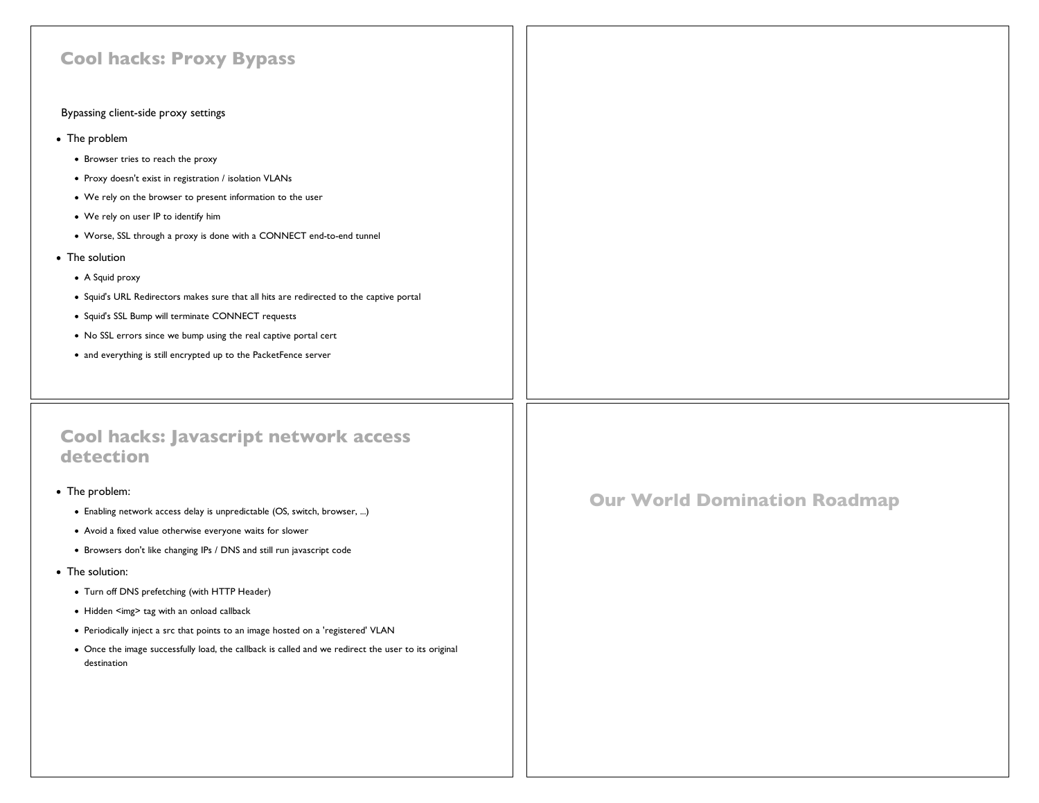## Cool hacks: Proxy Bypass

Bypassing client-side proxy settings

- The problem
  - Browser tries to reach the proxy
  - Proxy doesn't exist in registration / isolation VLANs
  - We rely on the browser to present information to the user
  - We rely on user IP to identify him
  - Worse, SSL through a proxy is done with a CONNECT end-to-end tunnel
- The solution
  - A Squid proxy
  - Squid's URL Redirectors makes sure that all hits are redirected to the captive portal
  - Squid's SSL Bump will terminate CONNECT requests
  - No SSL errors since we bump using the real captive portal cert
  - and everything is still encrypted up to the PacketFence server

## Cool hacks: Javascript network access detection

- The problem:
  - Enabling network access delay is unpredictable (OS, switch, browser, ...)
  - Avoid a fixed value otherwise everyone waits for slower
  - Browsers don't like changing IPs / DNS and still run javascript code
- The solution:
  - Turn off DNS prefetching (with HTTP Header)
  - Hidden <img> tag with an onload callback
  - Periodically inject a src that points to an image hosted on a 'registered' VLAN
  - Once the image successfully load, the callback is called and we redirect the user to its original destination

## Our World Domination Roadmap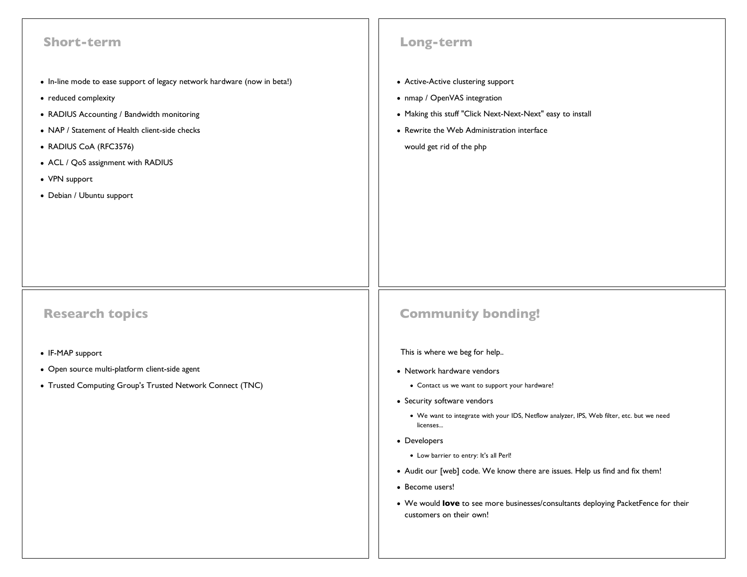## Short-term

- In-line mode to ease support of legacy network hardware (now in beta!)
- reduced complexity
- RADIUS Accounting / Bandwidth monitoring
- NAP / Statement of Health client-side checks
- RADIUS CoA (RFC3576)
- ACL / QoS assignment with RADIUS
- VPN support
- Debian / Ubuntu support

## Long-term

- Active-Active clustering support
- nmap / OpenVAS integration
- Making this stuff "Click Next-Next-Next" easy to install
- Rewrite the Web Administration interface

  would get rid of the php

## Research topics

- IF-MAP support
- Open source multi-platform client-side agent
- Trusted Computing Group's Trusted Network Connect (TNC)

## Community bonding!

This is where we beg for help..

- Network hardware vendors
  - Contact us we want to support your hardware!
- Security software vendors
  - We want to integrate with your IDS, Netflow analyzer, IPS, Web filter, etc. but we need licenses...
- Developers
  - Low barrier to entry: It's all Perl!
- Audit our [web] code. We know there are issues. Help us find and fix them!
- Become users!
- We would **love** to see more businesses/consultants deploying PacketFence for their customers on their own!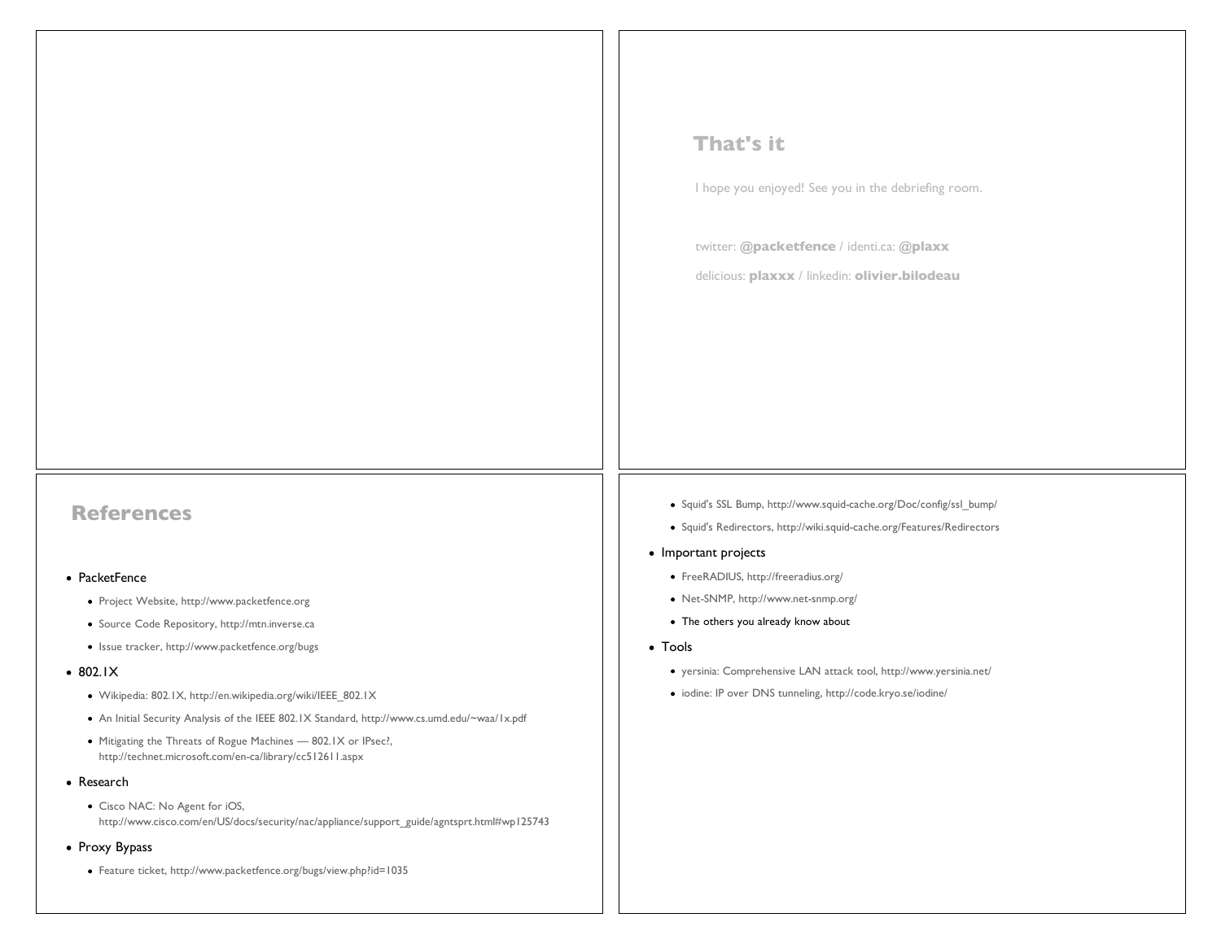## That's it

I hope you enjoyed! See you in the debriefing room.

twitter: **@packetfence** / identi.ca: **@plaxx**

delicious: **plaxxx** / linkedin: **olivier.bilodeau**

## References

- PacketFence
  - Project Website, http://www.packetfence.org
  - Source Code Repository, http://mtn.inverse.ca
  - Issue tracker, http://www.packetfence.org/bugs
- 802.1X
  - Wikipedia: 802.1X, http://en.wikipedia.org/wiki/IEEE_802.1X
  - An Initial Security Analysis of the IEEE 802.1X Standard, http://www.cs.umd.edu/~waa/1x.pdf
  - Mitigating the Threats of Rogue Machines — 802.1X or IPsec?, http://technet.microsoft.com/en-ca/library/cc512611.aspx
- Research
  - Cisco NAC: No Agent for iOS, http://www.cisco.com/en/US/docs/security/nac/appliance/support_guide/agntsprt.html#wp125743
- Proxy Bypass
  - Feature ticket, http://www.packetfence.org/bugs/view.php?id=1035
  - Squid's SSL Bump, http://www.squid-cache.org/Doc/config/ssl_bump/
  - Squid's Redirectors, http://wiki.squid-cache.org/Features/Redirectors
- Important projects
  - FreeRADIUS, http://freeradius.org/
  - Net-SNMP, http://www.net-snmp.org/
  - The others you already know about
- Tools
  - yersinia: Comprehensive LAN attack tool, http://www.yersinia.net/
  - iodine: IP over DNS tunneling, http://code.kryo.se/iodine/